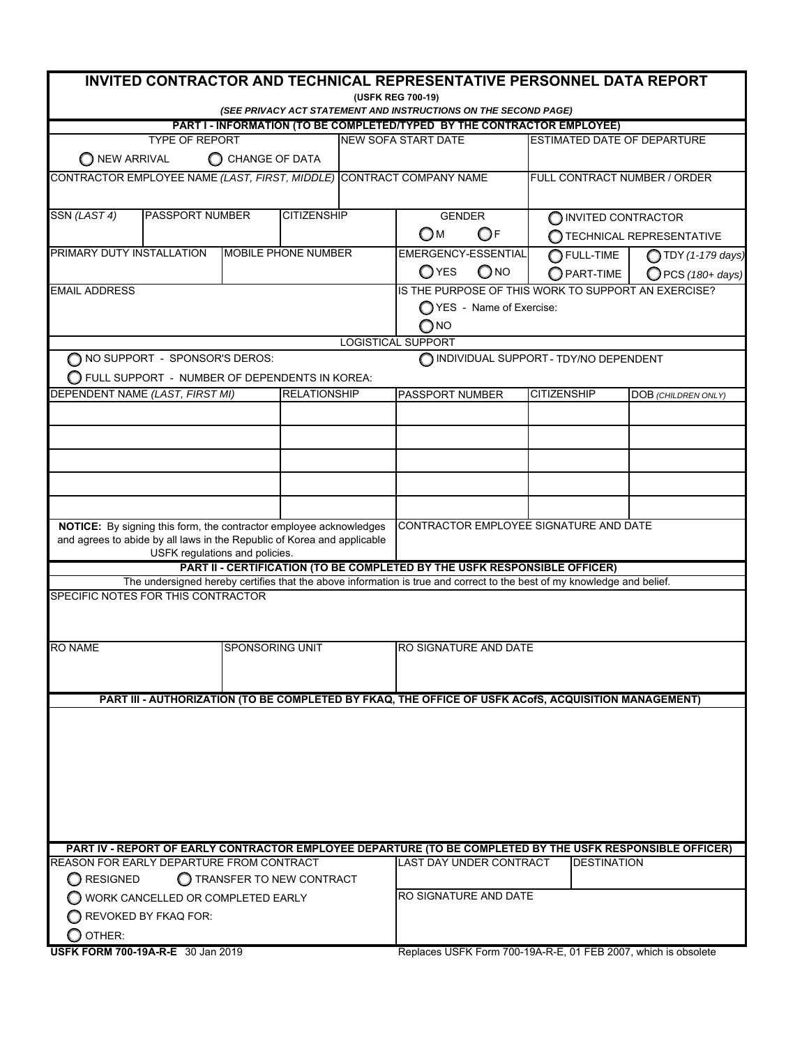# INVITED CONTRACTOR AND TECHNICAL REPRESENTATIVE PERSONNEL DATA REPORT

**(USFK REG 700-19)**

***(SEE PRIVACY ACT STATEMENT AND INSTRUCTIONS ON THE SECOND PAGE)***

## PART I - INFORMATION (TO BE COMPLETED/TYPED BY THE CONTRACTOR EMPLOYEE)

| TYPE OF REPORT | NEW SOFA START DATE | ESTIMATED DATE OF DEPARTURE |
|---|---|---|
| ◯ NEW ARRIVAL ◯ CHANGE OF DATA | | |

| CONTRACTOR EMPLOYEE NAME *(LAST, FIRST, MIDDLE)* | CONTRACT COMPANY NAME | FULL CONTRACT NUMBER / ORDER |
|---|---|---|
| | | |

| SSN *(LAST 4)* | PASSPORT NUMBER | CITIZENSHIP | GENDER | |
|---|---|---|---|---|
| | | | ◯ M ◯ F | ◯ INVITED CONTRACTOR ◯ TECHNICAL REPRESENTATIVE |

| PRIMARY DUTY INSTALLATION | MOBILE PHONE NUMBER | EMERGENCY-ESSENTIAL | | |
|---|---|---|---|---|
| | | ◯ YES ◯ NO | ◯ FULL-TIME ◯ PART-TIME | ◯ TDY *(1-179 days)* ◯ PCS *(180+ days)* |

| EMAIL ADDRESS | IS THE PURPOSE OF THIS WORK TO SUPPORT AN EXERCISE? |
|---|---|
| | ◯ YES - Name of Exercise: ◯ NO |

### LOGISTICAL SUPPORT

◯ NO SUPPORT - SPONSOR'S DEROS:

◯ INDIVIDUAL SUPPORT - TDY/NO DEPENDENT

◯ FULL SUPPORT - NUMBER OF DEPENDENTS IN KOREA:

| DEPENDENT NAME *(LAST, FIRST MI)* | RELATIONSHIP | PASSPORT NUMBER | CITIZENSHIP | DOB *(CHILDREN ONLY)* |
|---|---|---|---|---|
| | | | | |
| | | | | |
| | | | | |
| | | | | |
| | | | | |

| **NOTICE:** By signing this form, the contractor employee acknowledges and agrees to abide by all laws in the Republic of Korea and applicable USFK regulations and policies. | CONTRACTOR EMPLOYEE SIGNATURE AND DATE |
|---|---|
| | |

## PART II - CERTIFICATION (TO BE COMPLETED BY THE USFK RESPONSIBLE OFFICER)

The undersigned hereby certifies that the above information is true and correct to the best of my knowledge and belief.

SPECIFIC NOTES FOR THIS CONTRACTOR

| RO NAME | SPONSORING UNIT | RO SIGNATURE AND DATE |
|---|---|---|
| | | |

## PART III - AUTHORIZATION (TO BE COMPLETED BY FKAQ, THE OFFICE OF USFK ACofS, ACQUISITION MANAGEMENT)

## PART IV - REPORT OF EARLY CONTRACTOR EMPLOYEE DEPARTURE (TO BE COMPLETED BY THE USFK RESPONSIBLE OFFICER)

| REASON FOR EARLY DEPARTURE FROM CONTRACT | LAST DAY UNDER CONTRACT | DESTINATION |
|---|---|---|
| ◯ RESIGNED ◯ TRANSFER TO NEW CONTRACT | | |
| ◯ WORK CANCELLED OR COMPLETED EARLY | RO SIGNATURE AND DATE | |
| ◯ REVOKED BY FKAQ FOR: | | |
| ◯ OTHER: | | |

**USFK FORM 700-19A-R-E** 30 Jan 2019 — Replaces USFK Form 700-19A-R-E, 01 FEB 2007, which is obsolete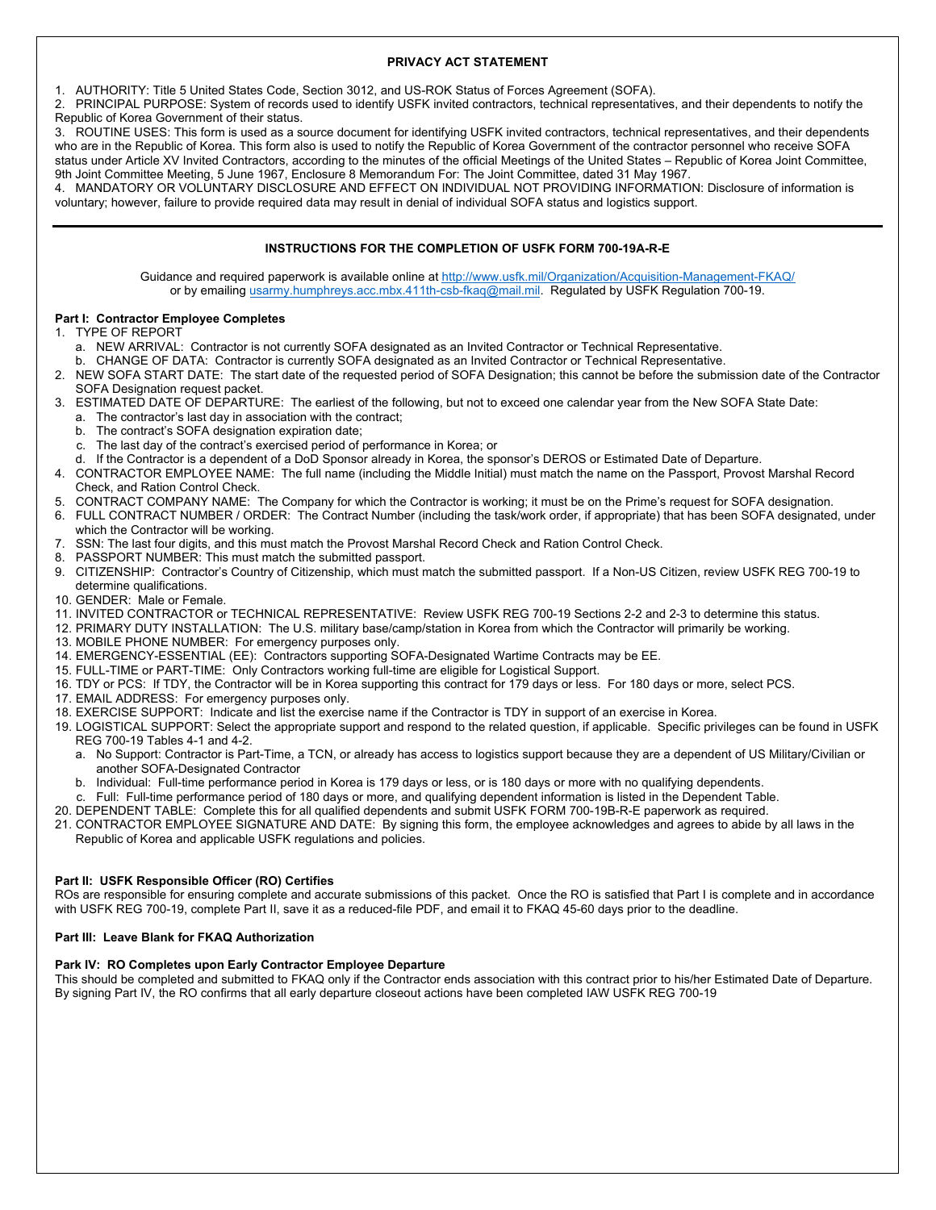## PRIVACY ACT STATEMENT

1. AUTHORITY: Title 5 United States Code, Section 3012, and US-ROK Status of Forces Agreement (SOFA).
2. PRINCIPAL PURPOSE: System of records used to identify USFK invited contractors, technical representatives, and their dependents to notify the Republic of Korea Government of their status.
3. ROUTINE USES: This form is used as a source document for identifying USFK invited contractors, technical representatives, and their dependents who are in the Republic of Korea. This form also is used to notify the Republic of Korea Government of the contractor personnel who receive SOFA status under Article XV Invited Contractors, according to the minutes of the official Meetings of the United States – Republic of Korea Joint Committee, 9th Joint Committee Meeting, 5 June 1967, Enclosure 8 Memorandum For: The Joint Committee, dated 31 May 1967.
4. MANDATORY OR VOLUNTARY DISCLOSURE AND EFFECT ON INDIVIDUAL NOT PROVIDING INFORMATION: Disclosure of information is voluntary; however, failure to provide required data may result in denial of individual SOFA status and logistics support.

---

## INSTRUCTIONS FOR THE COMPLETION OF USFK FORM 700-19A-R-E

Guidance and required paperwork is available online at http://www.usfk.mil/Organization/Acquisition-Management-FKAQ/ or by emailing usarmy.humphreys.acc.mbx.411th-csb-fkaq@mail.mil. Regulated by USFK Regulation 700-19.

### Part I: Contractor Employee Completes

1. TYPE OF REPORT
   a. NEW ARRIVAL: Contractor is not currently SOFA designated as an Invited Contractor or Technical Representative.
   b. CHANGE OF DATA: Contractor is currently SOFA designated as an Invited Contractor or Technical Representative.
2. NEW SOFA START DATE: The start date of the requested period of SOFA Designation; this cannot be before the submission date of the Contractor SOFA Designation request packet.
3. ESTIMATED DATE OF DEPARTURE: The earliest of the following, but not to exceed one calendar year from the New SOFA State Date:
   a. The contractor's last day in association with the contract;
   b. The contract's SOFA designation expiration date;
   c. The last day of the contract's exercised period of performance in Korea; or
   d. If the Contractor is a dependent of a DoD Sponsor already in Korea, the sponsor's DEROS or Estimated Date of Departure.
4. CONTRACTOR EMPLOYEE NAME: The full name (including the Middle Initial) must match the name on the Passport, Provost Marshal Record Check, and Ration Control Check.
5. CONTRACT COMPANY NAME: The Company for which the Contractor is working; it must be on the Prime's request for SOFA designation.
6. FULL CONTRACT NUMBER / ORDER: The Contract Number (including the task/work order, if appropriate) that has been SOFA designated, under which the Contractor will be working.
7. SSN: The last four digits, and this must match the Provost Marshal Record Check and Ration Control Check.
8. PASSPORT NUMBER: This must match the submitted passport.
9. CITIZENSHIP: Contractor's Country of Citizenship, which must match the submitted passport. If a Non-US Citizen, review USFK REG 700-19 to determine qualifications.
10. GENDER: Male or Female.
11. INVITED CONTRACTOR or TECHNICAL REPRESENTATIVE: Review USFK REG 700-19 Sections 2-2 and 2-3 to determine this status.
12. PRIMARY DUTY INSTALLATION: The U.S. military base/camp/station in Korea from which the Contractor will primarily be working.
13. MOBILE PHONE NUMBER: For emergency purposes only.
14. EMERGENCY-ESSENTIAL (EE): Contractors supporting SOFA-Designated Wartime Contracts may be EE.
15. FULL-TIME or PART-TIME: Only Contractors working full-time are eligible for Logistical Support.
16. TDY or PCS: If TDY, the Contractor will be in Korea supporting this contract for 179 days or less. For 180 days or more, select PCS.
17. EMAIL ADDRESS: For emergency purposes only.
18. EXERCISE SUPPORT: Indicate and list the exercise name if the Contractor is TDY in support of an exercise in Korea.
19. LOGISTICAL SUPPORT: Select the appropriate support and respond to the related question, if applicable. Specific privileges can be found in USFK REG 700-19 Tables 4-1 and 4-2.
   a. No Support: Contractor is Part-Time, a TCN, or already has access to logistics support because they are a dependent of US Military/Civilian or another SOFA-Designated Contractor
   b. Individual: Full-time performance period in Korea is 179 days or less, or is 180 days or more with no qualifying dependents.
   c. Full: Full-time performance period of 180 days or more, and qualifying dependent information is listed in the Dependent Table.
20. DEPENDENT TABLE: Complete this for all qualified dependents and submit USFK FORM 700-19B-R-E paperwork as required.
21. CONTRACTOR EMPLOYEE SIGNATURE AND DATE: By signing this form, the employee acknowledges and agrees to abide by all laws in the Republic of Korea and applicable USFK regulations and policies.

### Part II: USFK Responsible Officer (RO) Certifies

ROs are responsible for ensuring complete and accurate submissions of this packet. Once the RO is satisfied that Part I is complete and in accordance with USFK REG 700-19, complete Part II, save it as a reduced-file PDF, and email it to FKAQ 45-60 days prior to the deadline.

### Part III: Leave Blank for FKAQ Authorization

### Park IV: RO Completes upon Early Contractor Employee Departure

This should be completed and submitted to FKAQ only if the Contractor ends association with this contract prior to his/her Estimated Date of Departure. By signing Part IV, the RO confirms that all early departure closeout actions have been completed IAW USFK REG 700-19